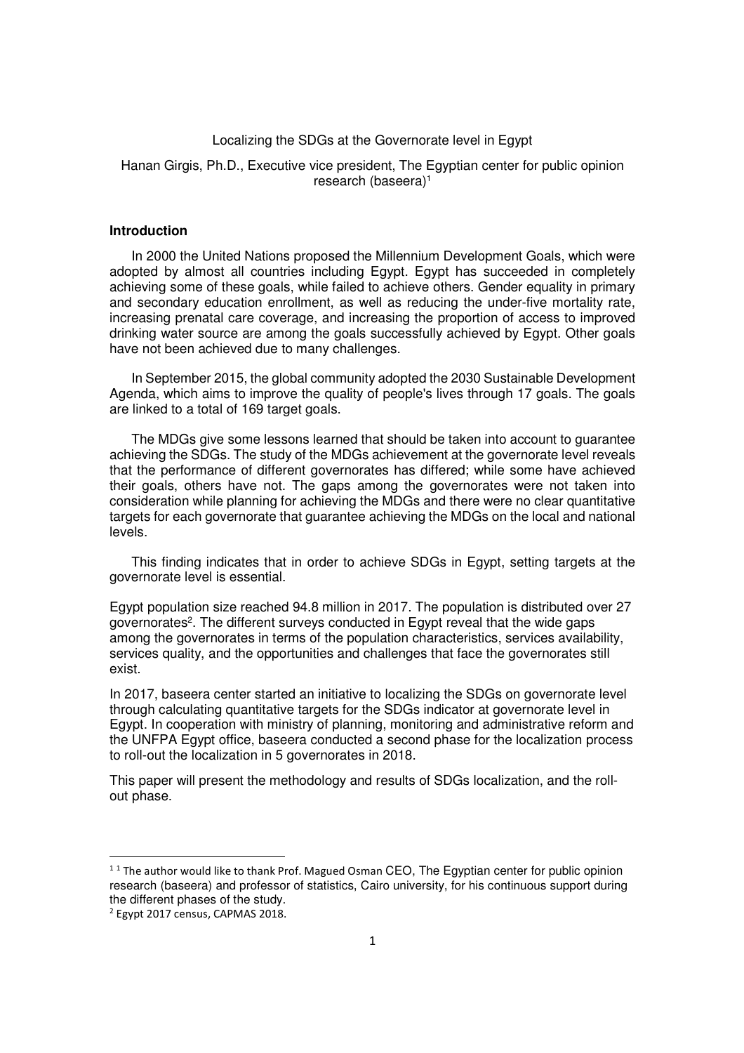# Localizing the SDGs at the Governorate level in Egypt

Hanan Girgis, Ph.D., Executive vice president, The Egyptian center for public opinion research (baseera)[1]

## Introduction

In 2000 the United Nations proposed the Millennium Development Goals, which were adopted by almost all countries including Egypt. Egypt has succeeded in completely achieving some of these goals, while failed to achieve others. Gender equality in primary and secondary education enrollment, as well as reducing the under-five mortality rate, increasing prenatal care coverage, and increasing the proportion of access to improved drinking water source are among the goals successfully achieved by Egypt. Other goals have not been achieved due to many challenges.

In September 2015, the global community adopted the 2030 Sustainable Development Agenda, which aims to improve the quality of people's lives through 17 goals. The goals are linked to a total of 169 target goals.

The MDGs give some lessons learned that should be taken into account to guarantee achieving the SDGs. The study of the MDGs achievement at the governorate level reveals that the performance of different governorates has differed; while some have achieved their goals, others have not. The gaps among the governorates were not taken into consideration while planning for achieving the MDGs and there were no clear quantitative targets for each governorate that guarantee achieving the MDGs on the local and national levels.

This finding indicates that in order to achieve SDGs in Egypt, setting targets at the governorate level is essential.

Egypt population size reached 94.8 million in 2017. The population is distributed over 27 governorates[2]. The different surveys conducted in Egypt reveal that the wide gaps among the governorates in terms of the population characteristics, services availability, services quality, and the opportunities and challenges that face the governorates still exist.

In 2017, baseera center started an initiative to localizing the SDGs on governorate level through calculating quantitative targets for the SDGs indicator at governorate level in Egypt. In cooperation with ministry of planning, monitoring and administrative reform and the UNFPA Egypt office, baseera conducted a second phase for the localization process to roll-out the localization in 5 governorates in 2018.

This paper will present the methodology and results of SDGs localization, and the roll-out phase.

---

[1] The author would like to thank Prof. Magued Osman CEO, The Egyptian center for public opinion research (baseera) and professor of statistics, Cairo university, for his continuous support during the different phases of the study.

[2] Egypt 2017 census, CAPMAS 2018.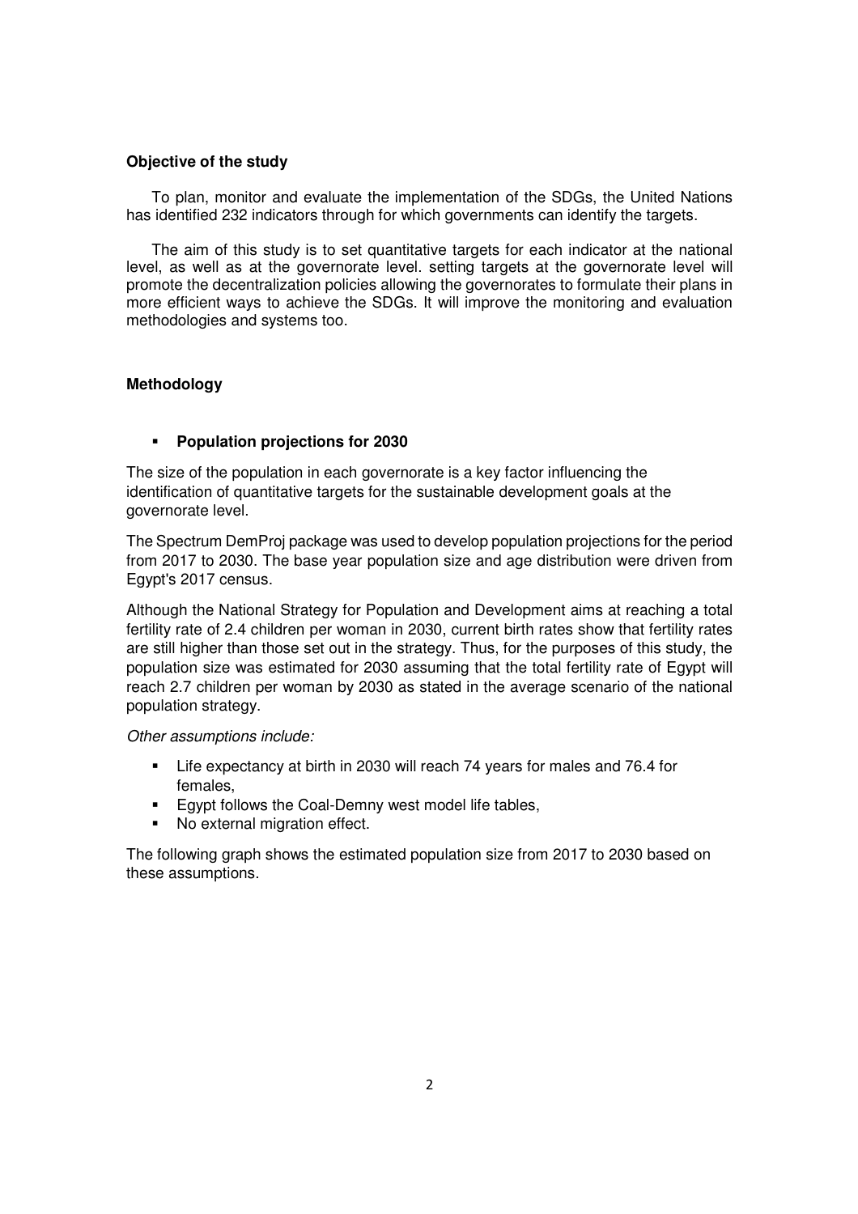**Objective of the study**

To plan, monitor and evaluate the implementation of the SDGs, the United Nations has identified 232 indicators through for which governments can identify the targets.

The aim of this study is to set quantitative targets for each indicator at the national level, as well as at the governorate level. setting targets at the governorate level will promote the decentralization policies allowing the governorates to formulate their plans in more efficient ways to achieve the SDGs. It will improve the monitoring and evaluation methodologies and systems too.

**Methodology**

- **Population projections for 2030**

The size of the population in each governorate is a key factor influencing the identification of quantitative targets for the sustainable development goals at the governorate level.

The Spectrum DemProj package was used to develop population projections for the period from 2017 to 2030. The base year population size and age distribution were driven from Egypt's 2017 census.

Although the National Strategy for Population and Development aims at reaching a total fertility rate of 2.4 children per woman in 2030, current birth rates show that fertility rates are still higher than those set out in the strategy. Thus, for the purposes of this study, the population size was estimated for 2030 assuming that the total fertility rate of Egypt will reach 2.7 children per woman by 2030 as stated in the average scenario of the national population strategy.

*Other assumptions include:*

- Life expectancy at birth in 2030 will reach 74 years for males and 76.4 for females,
- Egypt follows the Coal-Demny west model life tables,
- No external migration effect.

The following graph shows the estimated population size from 2017 to 2030 based on these assumptions.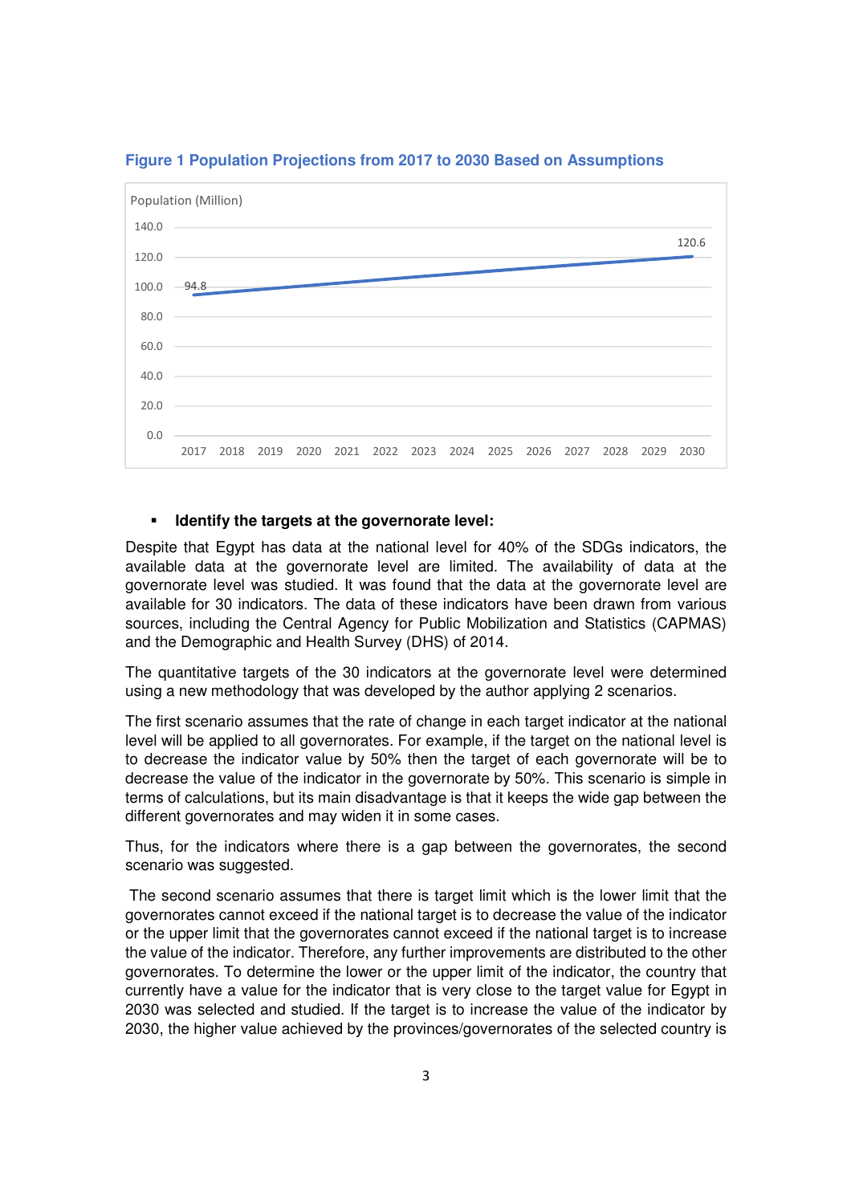**Figure 1 Population Projections from 2017 to 2030 Based on Assumptions**

Population (Million)

140.0
120.0
100.0
80.0
60.0
40.0
20.0
0.0

94.8

120.6

2017 2018 2019 2020 2021 2022 2023 2024 2025 2026 2027 2028 2029 2030

- **Identify the targets at the governorate level:**

Despite that Egypt has data at the national level for 40% of the SDGs indicators, the available data at the governorate level are limited. The availability of data at the governorate level was studied. It was found that the data at the governorate level are available for 30 indicators. The data of these indicators have been drawn from various sources, including the Central Agency for Public Mobilization and Statistics (CAPMAS) and the Demographic and Health Survey (DHS) of 2014.

The quantitative targets of the 30 indicators at the governorate level were determined using a new methodology that was developed by the author applying 2 scenarios.

The first scenario assumes that the rate of change in each target indicator at the national level will be applied to all governorates. For example, if the target on the national level is to decrease the indicator value by 50% then the target of each governorate will be to decrease the value of the indicator in the governorate by 50%. This scenario is simple in terms of calculations, but its main disadvantage is that it keeps the wide gap between the different governorates and may widen it in some cases.

Thus, for the indicators where there is a gap between the governorates, the second scenario was suggested.

The second scenario assumes that there is target limit which is the lower limit that the governorates cannot exceed if the national target is to decrease the value of the indicator or the upper limit that the governorates cannot exceed if the national target is to increase the value of the indicator. Therefore, any further improvements are distributed to the other governorates. To determine the lower or the upper limit of the indicator, the country that currently have a value for the indicator that is very close to the target value for Egypt in 2030 was selected and studied. If the target is to increase the value of the indicator by 2030, the higher value achieved by the provinces/governorates of the selected country is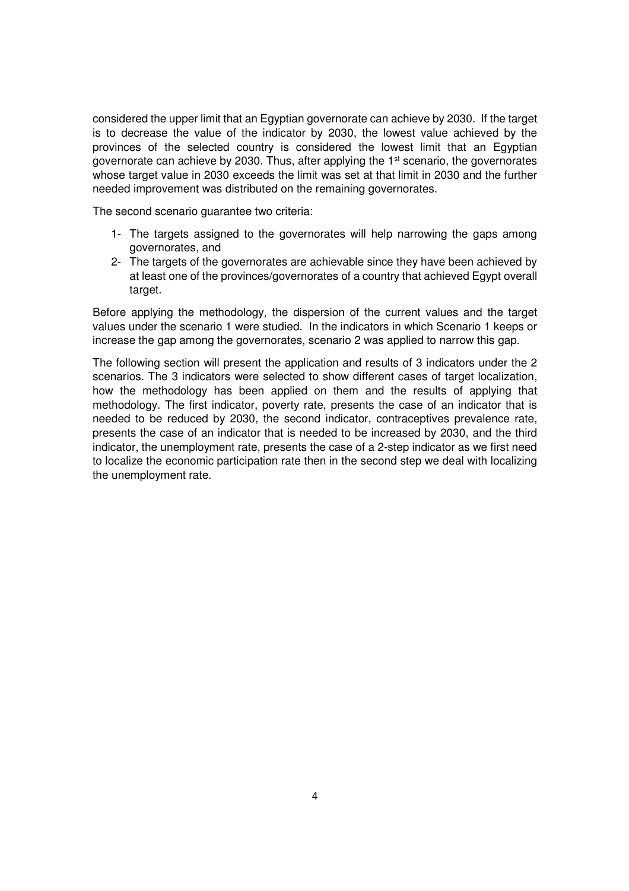considered the upper limit that an Egyptian governorate can achieve by 2030. If the target is to decrease the value of the indicator by 2030, the lowest value achieved by the provinces of the selected country is considered the lowest limit that an Egyptian governorate can achieve by 2030. Thus, after applying the 1st scenario, the governorates whose target value in 2030 exceeds the limit was set at that limit in 2030 and the further needed improvement was distributed on the remaining governorates.

The second scenario guarantee two criteria:

1- The targets assigned to the governorates will help narrowing the gaps among governorates, and
2- The targets of the governorates are achievable since they have been achieved by at least one of the provinces/governorates of a country that achieved Egypt overall target.

Before applying the methodology, the dispersion of the current values and the target values under the scenario 1 were studied. In the indicators in which Scenario 1 keeps or increase the gap among the governorates, scenario 2 was applied to narrow this gap.

The following section will present the application and results of 3 indicators under the 2 scenarios. The 3 indicators were selected to show different cases of target localization, how the methodology has been applied on them and the results of applying that methodology. The first indicator, poverty rate, presents the case of an indicator that is needed to be reduced by 2030, the second indicator, contraceptives prevalence rate, presents the case of an indicator that is needed to be increased by 2030, and the third indicator, the unemployment rate, presents the case of a 2-step indicator as we first need to localize the economic participation rate then in the second step we deal with localizing the unemployment rate.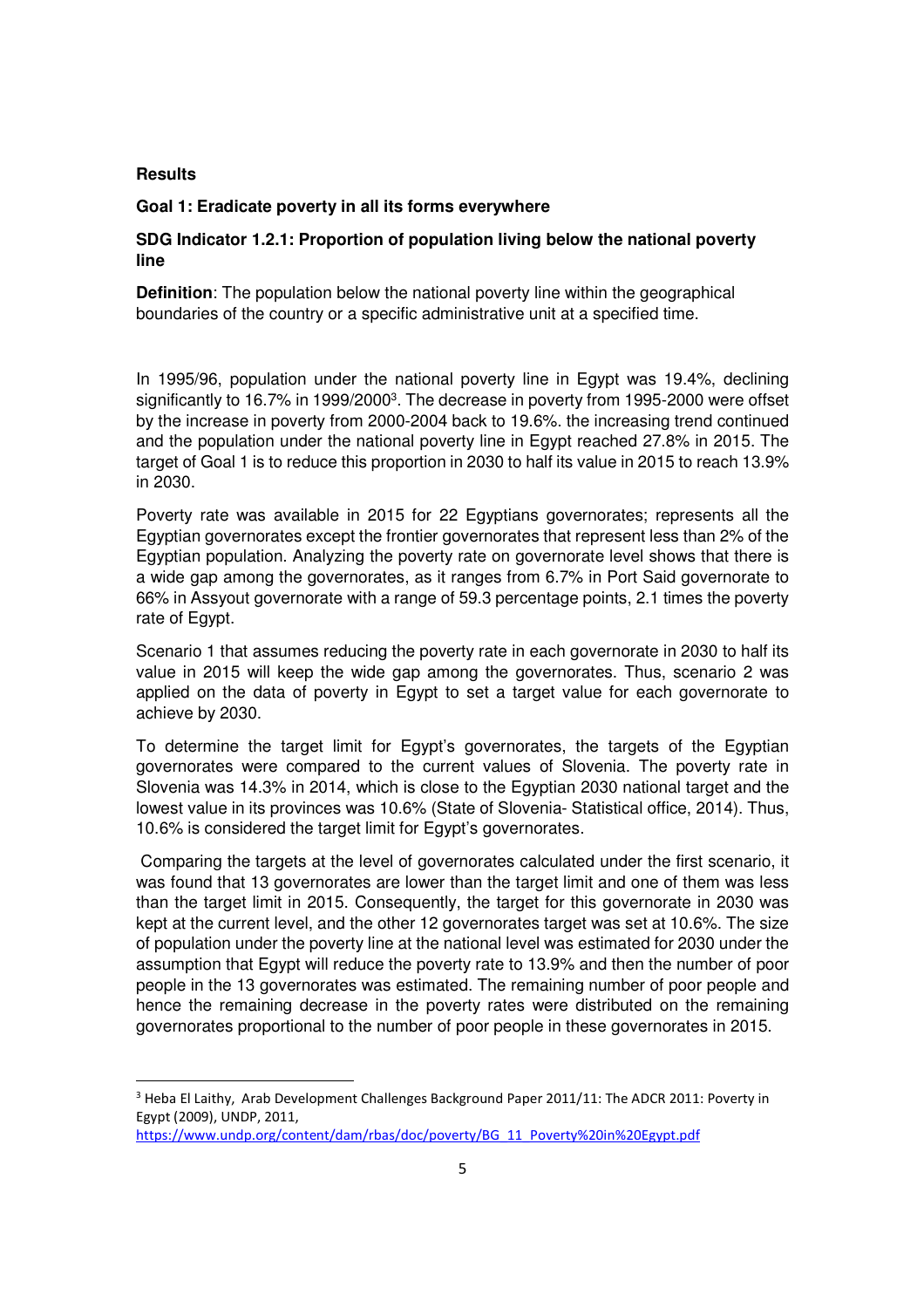**Results**

**Goal 1: Eradicate poverty in all its forms everywhere**

**SDG Indicator 1.2.1: Proportion of population living below the national poverty line**

**Definition**: The population below the national poverty line within the geographical boundaries of the country or a specific administrative unit at a specified time.

In 1995/96, population under the national poverty line in Egypt was 19.4%, declining significantly to 16.7% in 1999/2000[3]. The decrease in poverty from 1995-2000 were offset by the increase in poverty from 2000-2004 back to 19.6%. the increasing trend continued and the population under the national poverty line in Egypt reached 27.8% in 2015. The target of Goal 1 is to reduce this proportion in 2030 to half its value in 2015 to reach 13.9% in 2030.

Poverty rate was available in 2015 for 22 Egyptians governorates; represents all the Egyptian governorates except the frontier governorates that represent less than 2% of the Egyptian population. Analyzing the poverty rate on governorate level shows that there is a wide gap among the governorates, as it ranges from 6.7% in Port Said governorate to 66% in Assyout governorate with a range of 59.3 percentage points, 2.1 times the poverty rate of Egypt.

Scenario 1 that assumes reducing the poverty rate in each governorate in 2030 to half its value in 2015 will keep the wide gap among the governorates. Thus, scenario 2 was applied on the data of poverty in Egypt to set a target value for each governorate to achieve by 2030.

To determine the target limit for Egypt's governorates, the targets of the Egyptian governorates were compared to the current values of Slovenia. The poverty rate in Slovenia was 14.3% in 2014, which is close to the Egyptian 2030 national target and the lowest value in its provinces was 10.6% (State of Slovenia- Statistical office, 2014). Thus, 10.6% is considered the target limit for Egypt's governorates.

Comparing the targets at the level of governorates calculated under the first scenario, it was found that 13 governorates are lower than the target limit and one of them was less than the target limit in 2015. Consequently, the target for this governorate in 2030 was kept at the current level, and the other 12 governorates target was set at 10.6%. The size of population under the poverty line at the national level was estimated for 2030 under the assumption that Egypt will reduce the poverty rate to 13.9% and then the number of poor people in the 13 governorates was estimated. The remaining number of poor people and hence the remaining decrease in the poverty rates were distributed on the remaining governorates proportional to the number of poor people in these governorates in 2015.

---

[3] Heba El Laithy, Arab Development Challenges Background Paper 2011/11: The ADCR 2011: Poverty in Egypt (2009), UNDP, 2011, https://www.undp.org/content/dam/rbas/doc/poverty/BG_11_Poverty%20in%20Egypt.pdf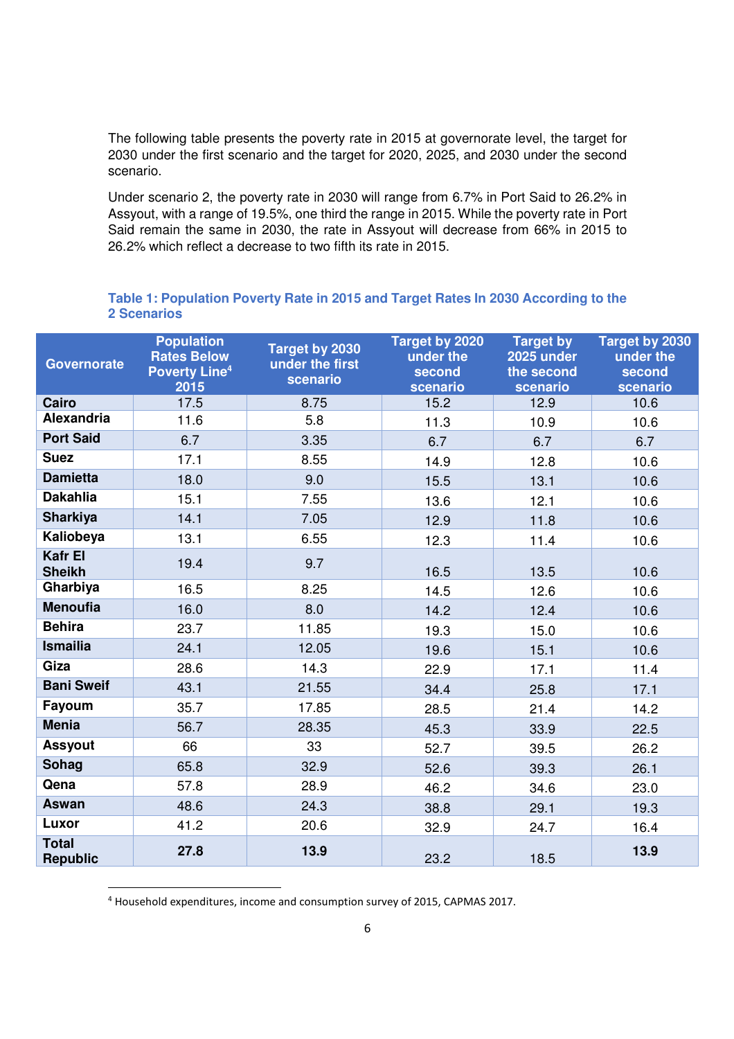The following table presents the poverty rate in 2015 at governorate level, the target for 2030 under the first scenario and the target for 2020, 2025, and 2030 under the second scenario.

Under scenario 2, the poverty rate in 2030 will range from 6.7% in Port Said to 26.2% in Assyout, with a range of 19.5%, one third the range in 2015. While the poverty rate in Port Said remain the same in 2030, the rate in Assyout will decrease from 66% in 2015 to 26.2% which reflect a decrease to two fifth its rate in 2015.

**Table 1: Population Poverty Rate in 2015 and Target Rates In 2030 According to the 2 Scenarios**

| Governorate | Population Rates Below Poverty Line[4] 2015 | Target by 2030 under the first scenario | Target by 2020 under the second scenario | Target by 2025 under the second scenario | Target by 2030 under the second scenario |
|---|---|---|---|---|---|
| **Cairo** | 17.5 | 8.75 | 15.2 | 12.9 | 10.6 |
| **Alexandria** | 11.6 | 5.8 | 11.3 | 10.9 | 10.6 |
| **Port Said** | 6.7 | 3.35 | 6.7 | 6.7 | 6.7 |
| **Suez** | 17.1 | 8.55 | 14.9 | 12.8 | 10.6 |
| **Damietta** | 18.0 | 9.0 | 15.5 | 13.1 | 10.6 |
| **Dakahlia** | 15.1 | 7.55 | 13.6 | 12.1 | 10.6 |
| **Sharkiya** | 14.1 | 7.05 | 12.9 | 11.8 | 10.6 |
| **Kaliobeya** | 13.1 | 6.55 | 12.3 | 11.4 | 10.6 |
| **Kafr El Sheikh** | 19.4 | 9.7 | 16.5 | 13.5 | 10.6 |
| **Gharbiya** | 16.5 | 8.25 | 14.5 | 12.6 | 10.6 |
| **Menoufia** | 16.0 | 8.0 | 14.2 | 12.4 | 10.6 |
| **Behira** | 23.7 | 11.85 | 19.3 | 15.0 | 10.6 |
| **Ismailia** | 24.1 | 12.05 | 19.6 | 15.1 | 10.6 |
| **Giza** | 28.6 | 14.3 | 22.9 | 17.1 | 11.4 |
| **Bani Sweif** | 43.1 | 21.55 | 34.4 | 25.8 | 17.1 |
| **Fayoum** | 35.7 | 17.85 | 28.5 | 21.4 | 14.2 |
| **Menia** | 56.7 | 28.35 | 45.3 | 33.9 | 22.5 |
| **Assyout** | 66 | 33 | 52.7 | 39.5 | 26.2 |
| **Sohag** | 65.8 | 32.9 | 52.6 | 39.3 | 26.1 |
| **Qena** | 57.8 | 28.9 | 46.2 | 34.6 | 23.0 |
| **Aswan** | 48.6 | 24.3 | 38.8 | 29.1 | 19.3 |
| **Luxor** | 41.2 | 20.6 | 32.9 | 24.7 | 16.4 |
| **Total Republic** | **27.8** | **13.9** | 23.2 | 18.5 | **13.9** |

[4] Household expenditures, income and consumption survey of 2015, CAPMAS 2017.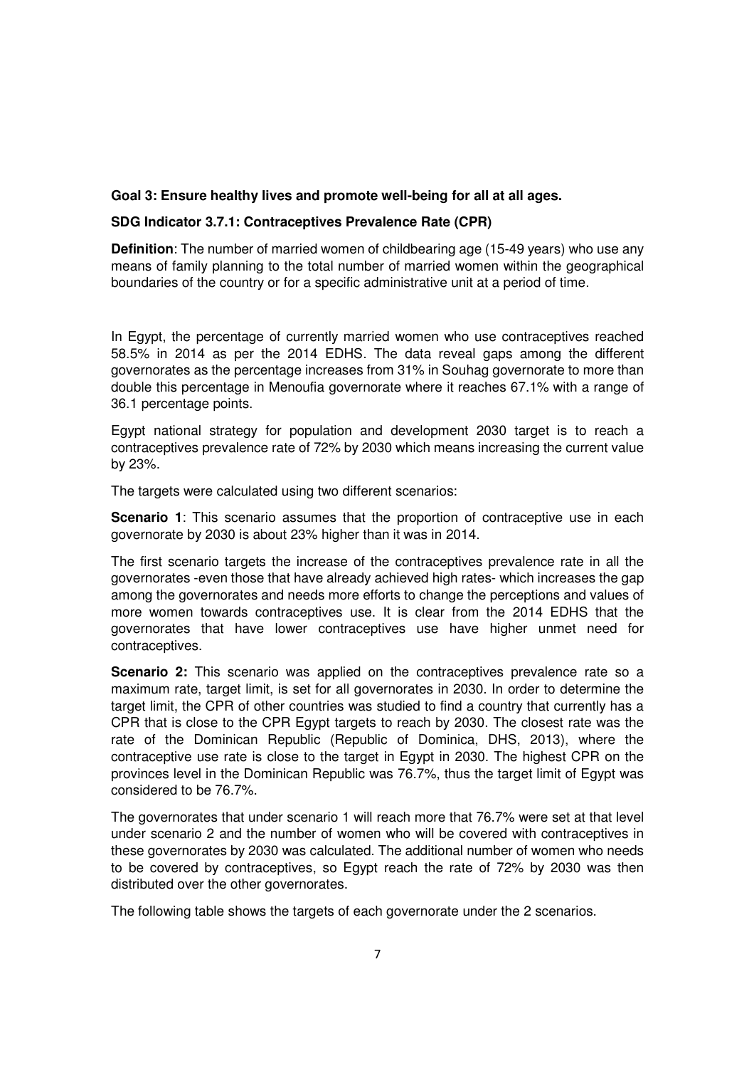**Goal 3: Ensure healthy lives and promote well-being for all at all ages.**

**SDG Indicator 3.7.1: Contraceptives Prevalence Rate (CPR)**

**Definition**: The number of married women of childbearing age (15-49 years) who use any means of family planning to the total number of married women within the geographical boundaries of the country or for a specific administrative unit at a period of time.

In Egypt, the percentage of currently married women who use contraceptives reached 58.5% in 2014 as per the 2014 EDHS. The data reveal gaps among the different governorates as the percentage increases from 31% in Souhag governorate to more than double this percentage in Menoufia governorate where it reaches 67.1% with a range of 36.1 percentage points.

Egypt national strategy for population and development 2030 target is to reach a contraceptives prevalence rate of 72% by 2030 which means increasing the current value by 23%.

The targets were calculated using two different scenarios:

**Scenario 1**: This scenario assumes that the proportion of contraceptive use in each governorate by 2030 is about 23% higher than it was in 2014.

The first scenario targets the increase of the contraceptives prevalence rate in all the governorates -even those that have already achieved high rates- which increases the gap among the governorates and needs more efforts to change the perceptions and values of more women towards contraceptives use. It is clear from the 2014 EDHS that the governorates that have lower contraceptives use have higher unmet need for contraceptives.

**Scenario 2:** This scenario was applied on the contraceptives prevalence rate so a maximum rate, target limit, is set for all governorates in 2030. In order to determine the target limit, the CPR of other countries was studied to find a country that currently has a CPR that is close to the CPR Egypt targets to reach by 2030. The closest rate was the rate of the Dominican Republic (Republic of Dominica, DHS, 2013), where the contraceptive use rate is close to the target in Egypt in 2030. The highest CPR on the provinces level in the Dominican Republic was 76.7%, thus the target limit of Egypt was considered to be 76.7%.

The governorates that under scenario 1 will reach more that 76.7% were set at that level under scenario 2 and the number of women who will be covered with contraceptives in these governorates by 2030 was calculated. The additional number of women who needs to be covered by contraceptives, so Egypt reach the rate of 72% by 2030 was then distributed over the other governorates.

The following table shows the targets of each governorate under the 2 scenarios.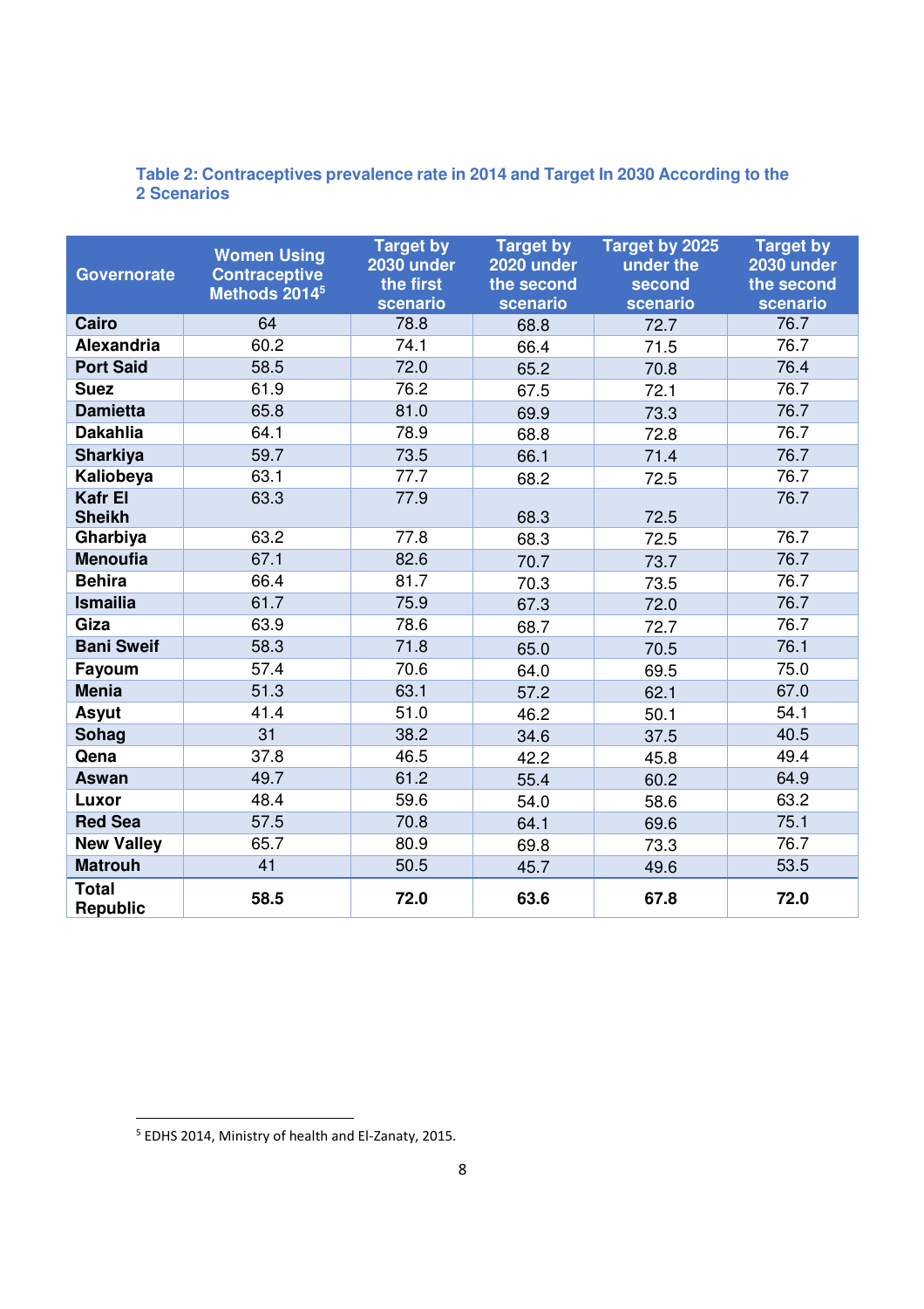**Table 2: Contraceptives prevalence rate in 2014 and Target In 2030 According to the 2 Scenarios**

| Governorate | Women Using Contraceptive Methods 2014[5] | Target by 2030 under the first scenario | Target by 2020 under the second scenario | Target by 2025 under the second scenario | Target by 2030 under the second scenario |
|---|---|---|---|---|---|
| **Cairo** | 64 | 78.8 | 68.8 | 72.7 | 76.7 |
| **Alexandria** | 60.2 | 74.1 | 66.4 | 71.5 | 76.7 |
| **Port Said** | 58.5 | 72.0 | 65.2 | 70.8 | 76.4 |
| **Suez** | 61.9 | 76.2 | 67.5 | 72.1 | 76.7 |
| **Damietta** | 65.8 | 81.0 | 69.9 | 73.3 | 76.7 |
| **Dakahlia** | 64.1 | 78.9 | 68.8 | 72.8 | 76.7 |
| **Sharkiya** | 59.7 | 73.5 | 66.1 | 71.4 | 76.7 |
| **Kaliobeya** | 63.1 | 77.7 | 68.2 | 72.5 | 76.7 |
| **Kafr El Sheikh** | 63.3 | 77.9 | 68.3 | 72.5 | 76.7 |
| **Gharbiya** | 63.2 | 77.8 | 68.3 | 72.5 | 76.7 |
| **Menoufia** | 67.1 | 82.6 | 70.7 | 73.7 | 76.7 |
| **Behira** | 66.4 | 81.7 | 70.3 | 73.5 | 76.7 |
| **Ismailia** | 61.7 | 75.9 | 67.3 | 72.0 | 76.7 |
| **Giza** | 63.9 | 78.6 | 68.7 | 72.7 | 76.7 |
| **Bani Sweif** | 58.3 | 71.8 | 65.0 | 70.5 | 76.1 |
| **Fayoum** | 57.4 | 70.6 | 64.0 | 69.5 | 75.0 |
| **Menia** | 51.3 | 63.1 | 57.2 | 62.1 | 67.0 |
| **Asyut** | 41.4 | 51.0 | 46.2 | 50.1 | 54.1 |
| **Sohag** | 31 | 38.2 | 34.6 | 37.5 | 40.5 |
| **Qena** | 37.8 | 46.5 | 42.2 | 45.8 | 49.4 |
| **Aswan** | 49.7 | 61.2 | 55.4 | 60.2 | 64.9 |
| **Luxor** | 48.4 | 59.6 | 54.0 | 58.6 | 63.2 |
| **Red Sea** | 57.5 | 70.8 | 64.1 | 69.6 | 75.1 |
| **New Valley** | 65.7 | 80.9 | 69.8 | 73.3 | 76.7 |
| **Matrouh** | 41 | 50.5 | 45.7 | 49.6 | 53.5 |
| **Total Republic** | **58.5** | **72.0** | **63.6** | **67.8** | **72.0** |

[5] EDHS 2014, Ministry of health and El-Zanaty, 2015.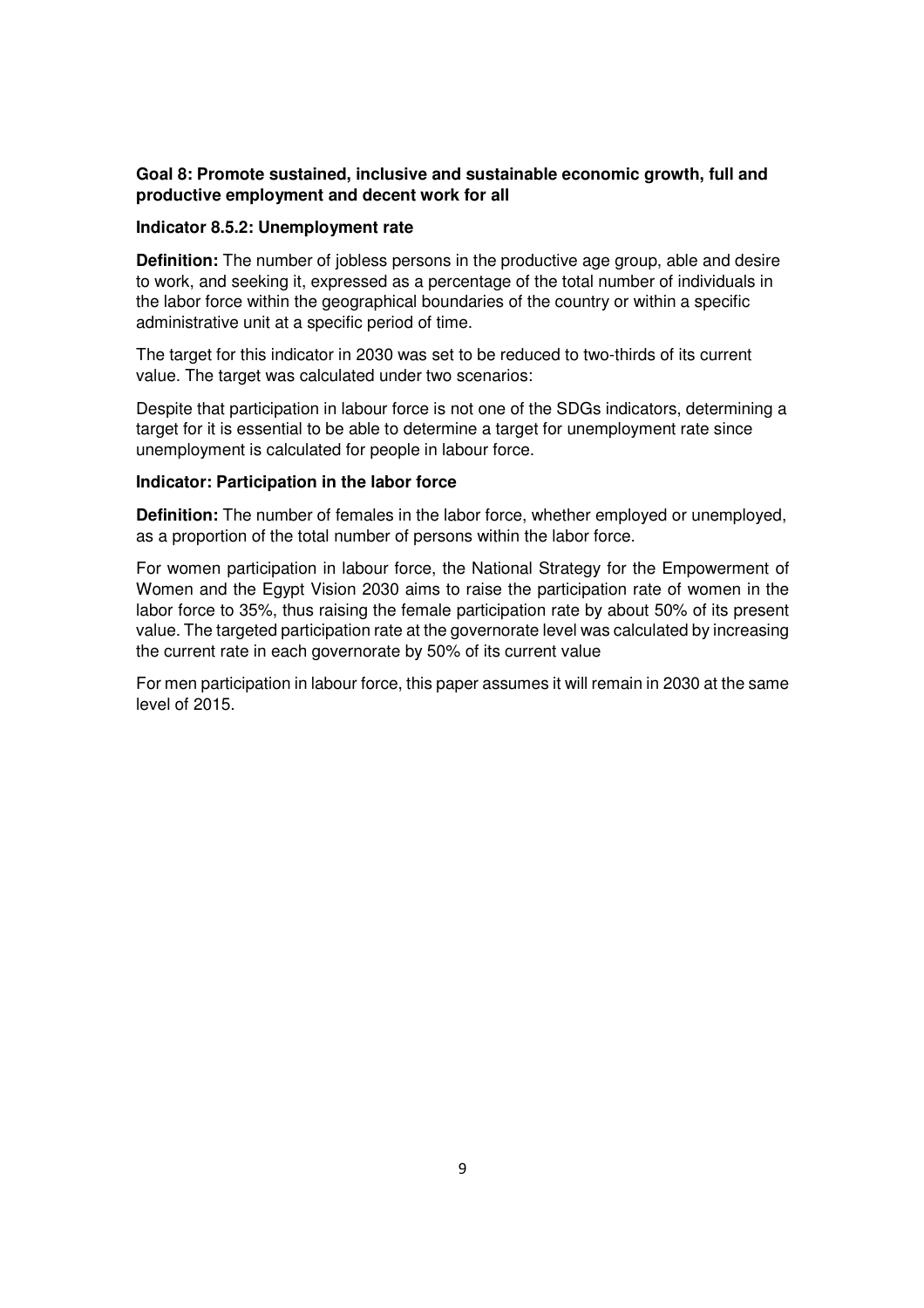**Goal 8: Promote sustained, inclusive and sustainable economic growth, full and productive employment and decent work for all**

**Indicator 8.5.2: Unemployment rate**

**Definition:** The number of jobless persons in the productive age group, able and desire to work, and seeking it, expressed as a percentage of the total number of individuals in the labor force within the geographical boundaries of the country or within a specific administrative unit at a specific period of time.

The target for this indicator in 2030 was set to be reduced to two-thirds of its current value. The target was calculated under two scenarios:

Despite that participation in labour force is not one of the SDGs indicators, determining a target for it is essential to be able to determine a target for unemployment rate since unemployment is calculated for people in labour force.

**Indicator: Participation in the labor force**

**Definition:** The number of females in the labor force, whether employed or unemployed, as a proportion of the total number of persons within the labor force.

For women participation in labour force, the National Strategy for the Empowerment of Women and the Egypt Vision 2030 aims to raise the participation rate of women in the labor force to 35%, thus raising the female participation rate by about 50% of its present value. The targeted participation rate at the governorate level was calculated by increasing the current rate in each governorate by 50% of its current value

For men participation in labour force, this paper assumes it will remain in 2030 at the same level of 2015.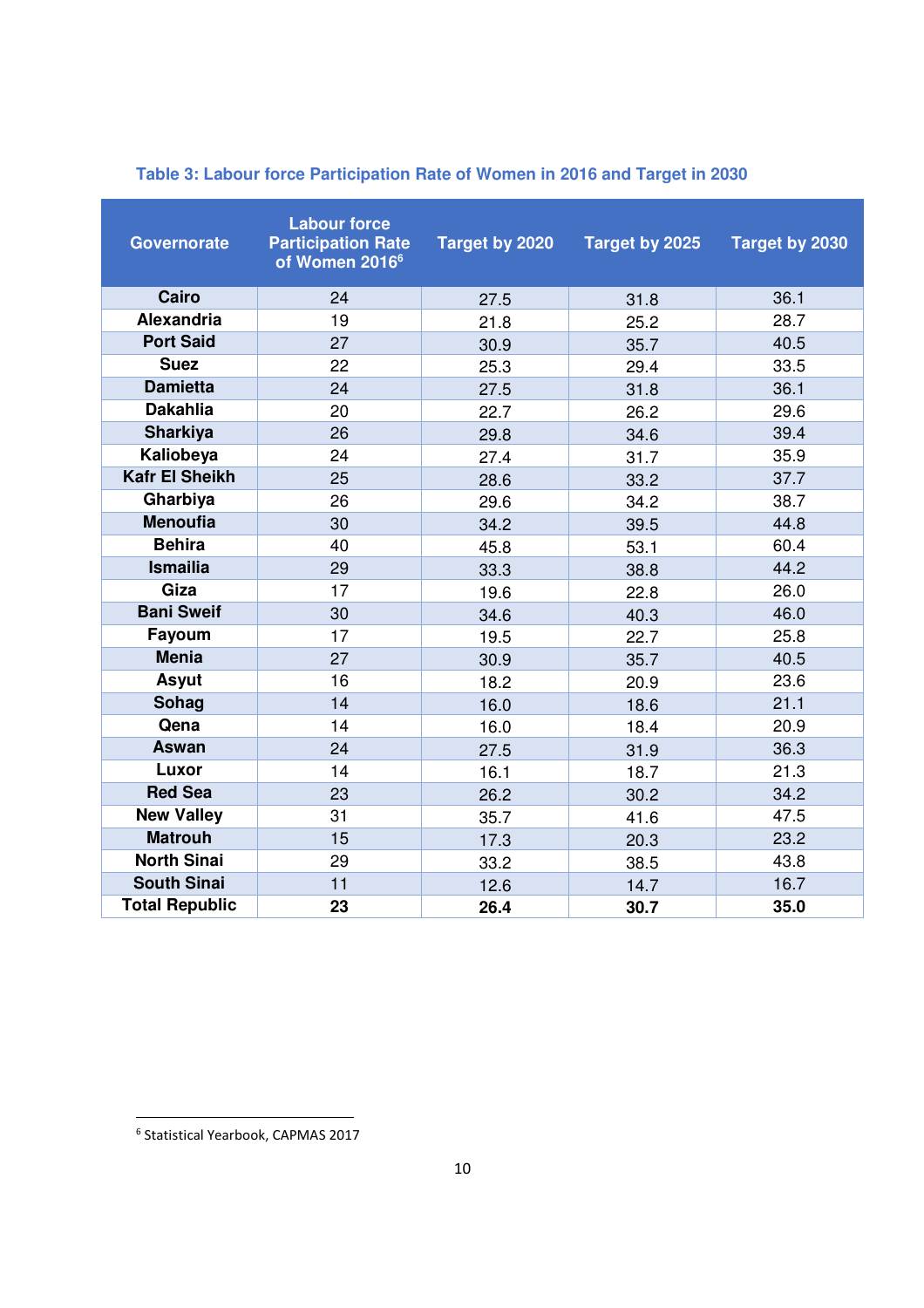**Table 3: Labour force Participation Rate of Women in 2016 and Target in 2030**

| Governorate | Labour force Participation Rate of Women 2016[6] | Target by 2020 | Target by 2025 | Target by 2030 |
|---|---|---|---|---|
| Cairo | 24 | 27.5 | 31.8 | 36.1 |
| Alexandria | 19 | 21.8 | 25.2 | 28.7 |
| Port Said | 27 | 30.9 | 35.7 | 40.5 |
| Suez | 22 | 25.3 | 29.4 | 33.5 |
| Damietta | 24 | 27.5 | 31.8 | 36.1 |
| Dakahlia | 20 | 22.7 | 26.2 | 29.6 |
| Sharkiya | 26 | 29.8 | 34.6 | 39.4 |
| Kaliobeya | 24 | 27.4 | 31.7 | 35.9 |
| Kafr El Sheikh | 25 | 28.6 | 33.2 | 37.7 |
| Gharbiya | 26 | 29.6 | 34.2 | 38.7 |
| Menoufia | 30 | 34.2 | 39.5 | 44.8 |
| Behira | 40 | 45.8 | 53.1 | 60.4 |
| Ismailia | 29 | 33.3 | 38.8 | 44.2 |
| Giza | 17 | 19.6 | 22.8 | 26.0 |
| Bani Sweif | 30 | 34.6 | 40.3 | 46.0 |
| Fayoum | 17 | 19.5 | 22.7 | 25.8 |
| Menia | 27 | 30.9 | 35.7 | 40.5 |
| Asyut | 16 | 18.2 | 20.9 | 23.6 |
| Sohag | 14 | 16.0 | 18.6 | 21.1 |
| Qena | 14 | 16.0 | 18.4 | 20.9 |
| Aswan | 24 | 27.5 | 31.9 | 36.3 |
| Luxor | 14 | 16.1 | 18.7 | 21.3 |
| Red Sea | 23 | 26.2 | 30.2 | 34.2 |
| New Valley | 31 | 35.7 | 41.6 | 47.5 |
| Matrouh | 15 | 17.3 | 20.3 | 23.2 |
| North Sinai | 29 | 33.2 | 38.5 | 43.8 |
| South Sinai | 11 | 12.6 | 14.7 | 16.7 |
| **Total Republic** | **23** | **26.4** | **30.7** | **35.0** |

[6] Statistical Yearbook, CAPMAS 2017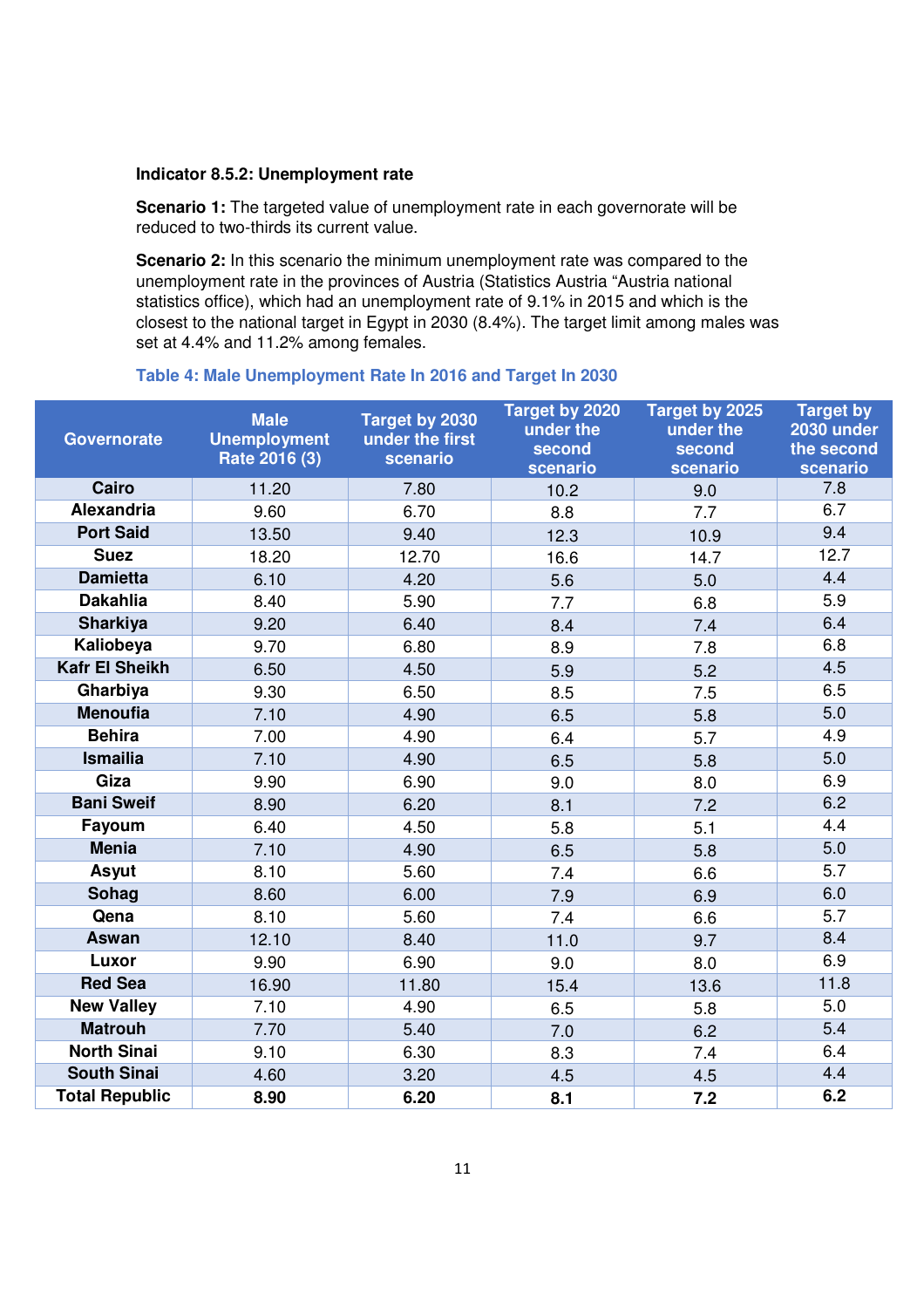**Indicator 8.5.2: Unemployment rate**

**Scenario 1:** The targeted value of unemployment rate in each governorate will be reduced to two-thirds its current value.

**Scenario 2:** In this scenario the minimum unemployment rate was compared to the unemployment rate in the provinces of Austria (Statistics Austria "Austria national statistics office), which had an unemployment rate of 9.1% in 2015 and which is the closest to the national target in Egypt in 2030 (8.4%). The target limit among males was set at 4.4% and 11.2% among females.

**Table 4: Male Unemployment Rate In 2016 and Target In 2030**

| Governorate | Male Unemployment Rate 2016 (3) | Target by 2030 under the first scenario | Target by 2020 under the second scenario | Target by 2025 under the second scenario | Target by 2030 under the second scenario |
|---|---|---|---|---|---|
| Cairo | 11.20 | 7.80 | 10.2 | 9.0 | 7.8 |
| Alexandria | 9.60 | 6.70 | 8.8 | 7.7 | 6.7 |
| Port Said | 13.50 | 9.40 | 12.3 | 10.9 | 9.4 |
| Suez | 18.20 | 12.70 | 16.6 | 14.7 | 12.7 |
| Damietta | 6.10 | 4.20 | 5.6 | 5.0 | 4.4 |
| Dakahlia | 8.40 | 5.90 | 7.7 | 6.8 | 5.9 |
| Sharkiya | 9.20 | 6.40 | 8.4 | 7.4 | 6.4 |
| Kaliobeya | 9.70 | 6.80 | 8.9 | 7.8 | 6.8 |
| Kafr El Sheikh | 6.50 | 4.50 | 5.9 | 5.2 | 4.5 |
| Gharbiya | 9.30 | 6.50 | 8.5 | 7.5 | 6.5 |
| Menoufia | 7.10 | 4.90 | 6.5 | 5.8 | 5.0 |
| Behira | 7.00 | 4.90 | 6.4 | 5.7 | 4.9 |
| Ismailia | 7.10 | 4.90 | 6.5 | 5.8 | 5.0 |
| Giza | 9.90 | 6.90 | 9.0 | 8.0 | 6.9 |
| Bani Sweif | 8.90 | 6.20 | 8.1 | 7.2 | 6.2 |
| Fayoum | 6.40 | 4.50 | 5.8 | 5.1 | 4.4 |
| Menia | 7.10 | 4.90 | 6.5 | 5.8 | 5.0 |
| Asyut | 8.10 | 5.60 | 7.4 | 6.6 | 5.7 |
| Sohag | 8.60 | 6.00 | 7.9 | 6.9 | 6.0 |
| Qena | 8.10 | 5.60 | 7.4 | 6.6 | 5.7 |
| Aswan | 12.10 | 8.40 | 11.0 | 9.7 | 8.4 |
| Luxor | 9.90 | 6.90 | 9.0 | 8.0 | 6.9 |
| Red Sea | 16.90 | 11.80 | 15.4 | 13.6 | 11.8 |
| New Valley | 7.10 | 4.90 | 6.5 | 5.8 | 5.0 |
| Matrouh | 7.70 | 5.40 | 7.0 | 6.2 | 5.4 |
| North Sinai | 9.10 | 6.30 | 8.3 | 7.4 | 6.4 |
| South Sinai | 4.60 | 3.20 | 4.5 | 4.5 | 4.4 |
| **Total Republic** | **8.90** | **6.20** | **8.1** | **7.2** | **6.2** |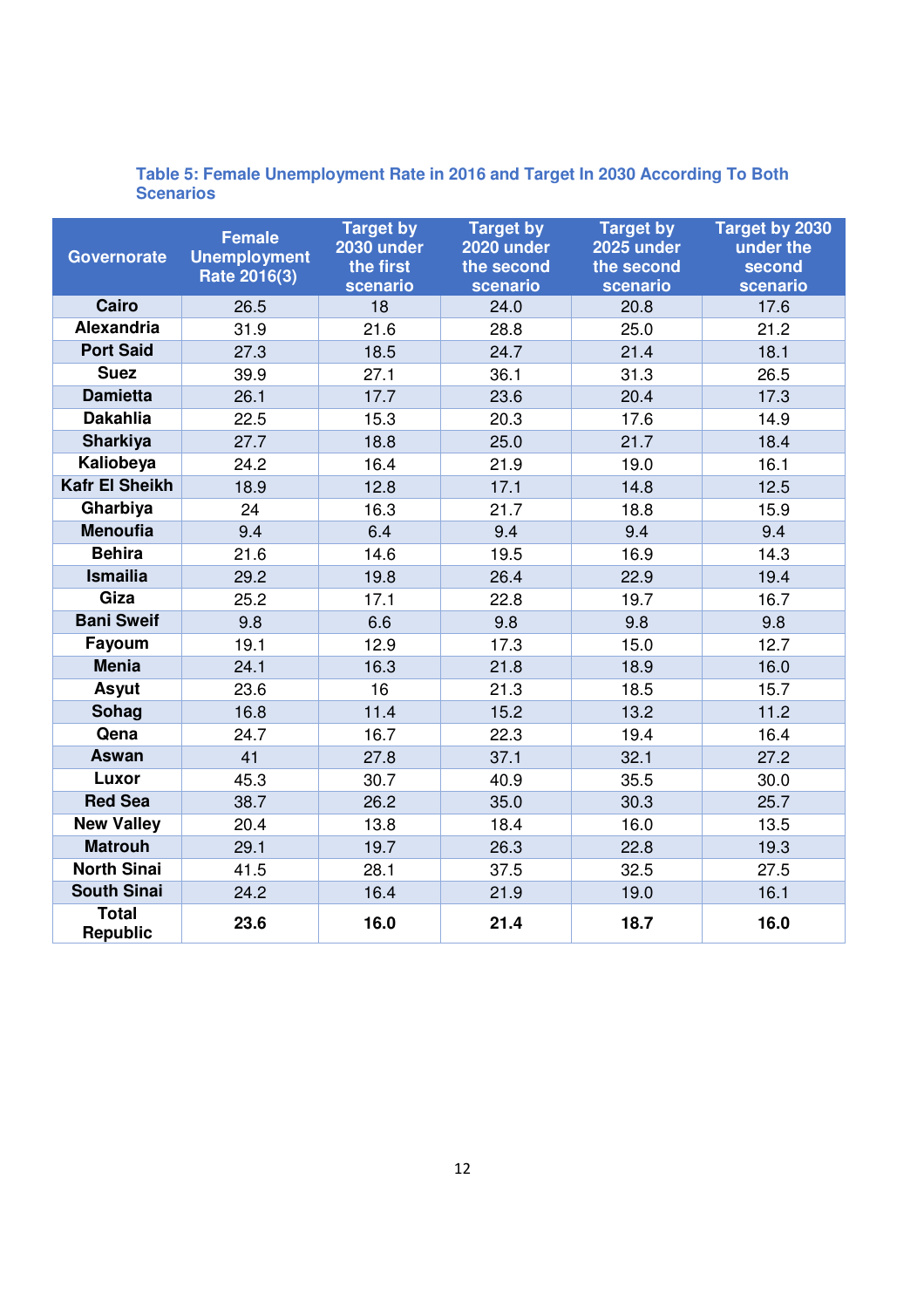**Table 5: Female Unemployment Rate in 2016 and Target In 2030 According To Both Scenarios**

| Governorate | Female Unemployment Rate 2016(3) | Target by 2030 under the first scenario | Target by 2020 under the second scenario | Target by 2025 under the second scenario | Target by 2030 under the second scenario |
|---|---|---|---|---|---|
| Cairo | 26.5 | 18 | 24.0 | 20.8 | 17.6 |
| Alexandria | 31.9 | 21.6 | 28.8 | 25.0 | 21.2 |
| Port Said | 27.3 | 18.5 | 24.7 | 21.4 | 18.1 |
| Suez | 39.9 | 27.1 | 36.1 | 31.3 | 26.5 |
| Damietta | 26.1 | 17.7 | 23.6 | 20.4 | 17.3 |
| Dakahlia | 22.5 | 15.3 | 20.3 | 17.6 | 14.9 |
| Sharkiya | 27.7 | 18.8 | 25.0 | 21.7 | 18.4 |
| Kaliobeya | 24.2 | 16.4 | 21.9 | 19.0 | 16.1 |
| Kafr El Sheikh | 18.9 | 12.8 | 17.1 | 14.8 | 12.5 |
| Gharbiya | 24 | 16.3 | 21.7 | 18.8 | 15.9 |
| Menoufia | 9.4 | 6.4 | 9.4 | 9.4 | 9.4 |
| Behira | 21.6 | 14.6 | 19.5 | 16.9 | 14.3 |
| Ismailia | 29.2 | 19.8 | 26.4 | 22.9 | 19.4 |
| Giza | 25.2 | 17.1 | 22.8 | 19.7 | 16.7 |
| Bani Sweif | 9.8 | 6.6 | 9.8 | 9.8 | 9.8 |
| Fayoum | 19.1 | 12.9 | 17.3 | 15.0 | 12.7 |
| Menia | 24.1 | 16.3 | 21.8 | 18.9 | 16.0 |
| Asyut | 23.6 | 16 | 21.3 | 18.5 | 15.7 |
| Sohag | 16.8 | 11.4 | 15.2 | 13.2 | 11.2 |
| Qena | 24.7 | 16.7 | 22.3 | 19.4 | 16.4 |
| Aswan | 41 | 27.8 | 37.1 | 32.1 | 27.2 |
| Luxor | 45.3 | 30.7 | 40.9 | 35.5 | 30.0 |
| Red Sea | 38.7 | 26.2 | 35.0 | 30.3 | 25.7 |
| New Valley | 20.4 | 13.8 | 18.4 | 16.0 | 13.5 |
| Matrouh | 29.1 | 19.7 | 26.3 | 22.8 | 19.3 |
| North Sinai | 41.5 | 28.1 | 37.5 | 32.5 | 27.5 |
| South Sinai | 24.2 | 16.4 | 21.9 | 19.0 | 16.1 |
| **Total Republic** | **23.6** | **16.0** | **21.4** | **18.7** | **16.0** |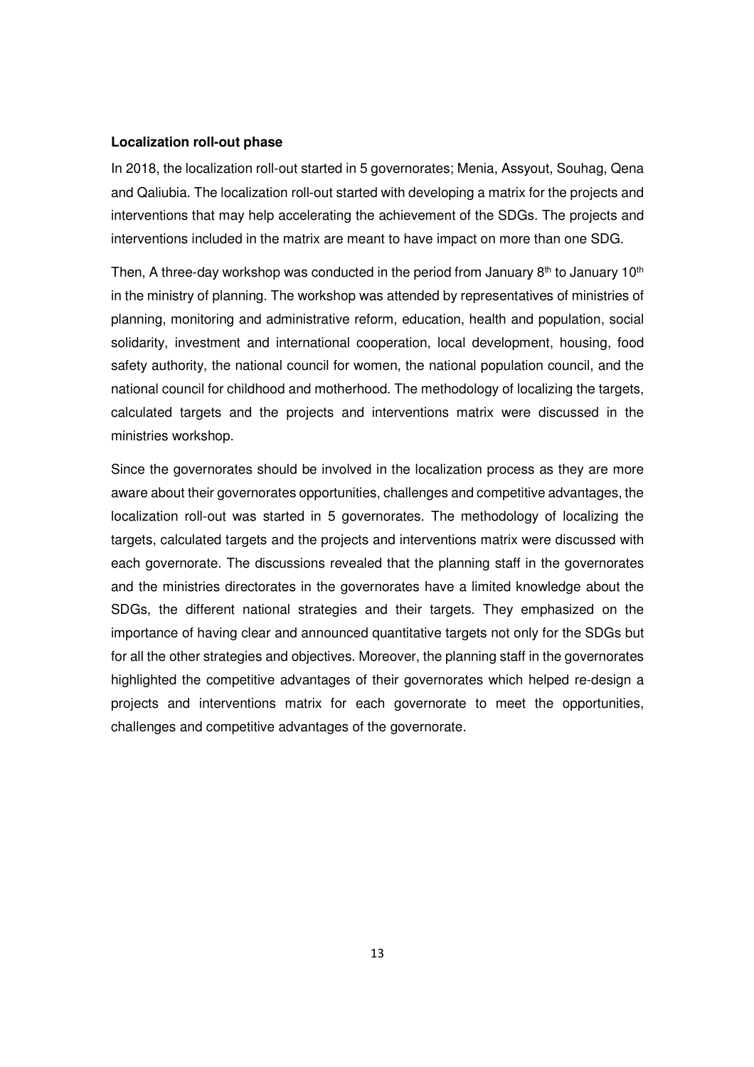**Localization roll-out phase**

In 2018, the localization roll-out started in 5 governorates; Menia, Assyout, Souhag, Qena and Qaliubia. The localization roll-out started with developing a matrix for the projects and interventions that may help accelerating the achievement of the SDGs. The projects and interventions included in the matrix are meant to have impact on more than one SDG.

Then, A three-day workshop was conducted in the period from January 8th to January 10th in the ministry of planning. The workshop was attended by representatives of ministries of planning, monitoring and administrative reform, education, health and population, social solidarity, investment and international cooperation, local development, housing, food safety authority, the national council for women, the national population council, and the national council for childhood and motherhood. The methodology of localizing the targets, calculated targets and the projects and interventions matrix were discussed in the ministries workshop.

Since the governorates should be involved in the localization process as they are more aware about their governorates opportunities, challenges and competitive advantages, the localization roll-out was started in 5 governorates. The methodology of localizing the targets, calculated targets and the projects and interventions matrix were discussed with each governorate. The discussions revealed that the planning staff in the governorates and the ministries directorates in the governorates have a limited knowledge about the SDGs, the different national strategies and their targets. They emphasized on the importance of having clear and announced quantitative targets not only for the SDGs but for all the other strategies and objectives. Moreover, the planning staff in the governorates highlighted the competitive advantages of their governorates which helped re-design a projects and interventions matrix for each governorate to meet the opportunities, challenges and competitive advantages of the governorate.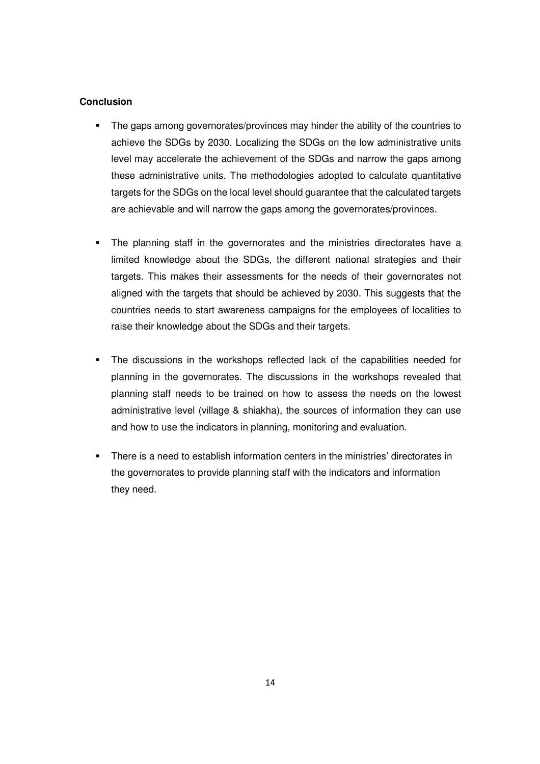**Conclusion**

- The gaps among governorates/provinces may hinder the ability of the countries to achieve the SDGs by 2030. Localizing the SDGs on the low administrative units level may accelerate the achievement of the SDGs and narrow the gaps among these administrative units. The methodologies adopted to calculate quantitative targets for the SDGs on the local level should guarantee that the calculated targets are achievable and will narrow the gaps among the governorates/provinces.

- The planning staff in the governorates and the ministries directorates have a limited knowledge about the SDGs, the different national strategies and their targets. This makes their assessments for the needs of their governorates not aligned with the targets that should be achieved by 2030. This suggests that the countries needs to start awareness campaigns for the employees of localities to raise their knowledge about the SDGs and their targets.

- The discussions in the workshops reflected lack of the capabilities needed for planning in the governorates. The discussions in the workshops revealed that planning staff needs to be trained on how to assess the needs on the lowest administrative level (village & shiakha), the sources of information they can use and how to use the indicators in planning, monitoring and evaluation.

- There is a need to establish information centers in the ministries' directorates in the governorates to provide planning staff with the indicators and information they need.